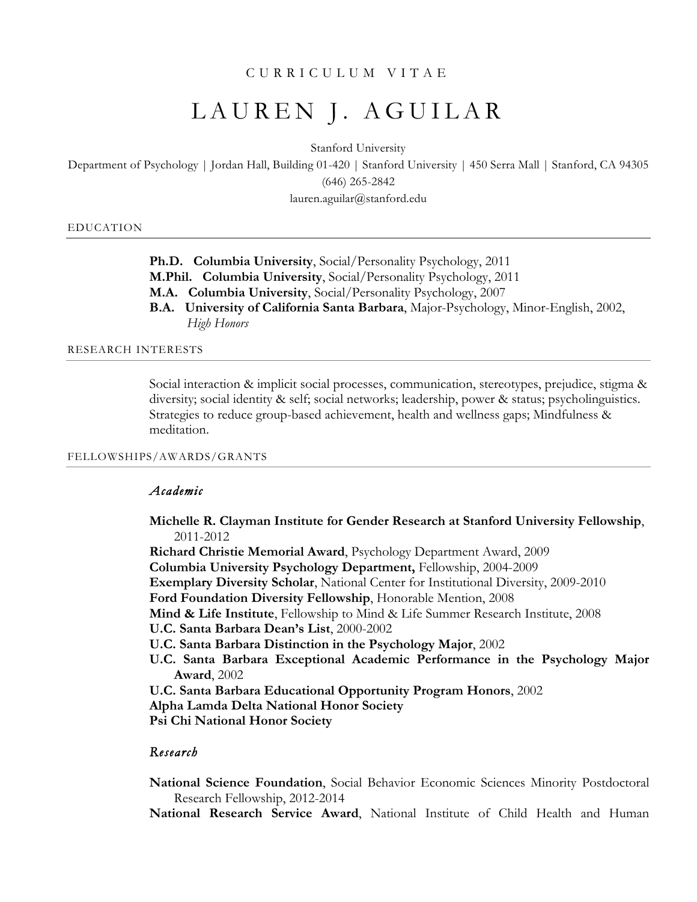CURRICULUM VITAE

# LAUREN J. AGUILAR

Stanford University

Department of Psychology | Jordan Hall, Building 01-420 | Stanford University | 450 Serra Mall | Stanford, CA 94305

(646) 265-2842

lauren.aguilar@stanford.edu

## EDUCATION

**Ph.D. Columbia University**, Social/Personality Psychology, 2011
**M.Phil. Columbia University**, Social/Personality Psychology, 2011
**M.A. Columbia University**, Social/Personality Psychology, 2007
**B.A. University of California Santa Barbara**, Major-Psychology, Minor-English, 2002, *High Honors*

## RESEARCH INTERESTS

Social interaction & implicit social processes, communication, stereotypes, prejudice, stigma & diversity; social identity & self; social networks; leadership, power & status; psycholinguistics. Strategies to reduce group-based achievement, health and wellness gaps; Mindfulness & meditation.

## FELLOWSHIPS/AWARDS/GRANTS

### *Academic*

**Michelle R. Clayman Institute for Gender Research at Stanford University Fellowship**, 2011-2012
**Richard Christie Memorial Award**, Psychology Department Award, 2009
**Columbia University Psychology Department,** Fellowship, 2004-2009
**Exemplary Diversity Scholar**, National Center for Institutional Diversity, 2009-2010
**Ford Foundation Diversity Fellowship**, Honorable Mention, 2008
**Mind & Life Institute**, Fellowship to Mind & Life Summer Research Institute, 2008
**U.C. Santa Barbara Dean's List**, 2000-2002
**U.C. Santa Barbara Distinction in the Psychology Major**, 2002
**U.C. Santa Barbara Exceptional Academic Performance in the Psychology Major Award**, 2002
**U.C. Santa Barbara Educational Opportunity Program Honors**, 2002
**Alpha Lamda Delta National Honor Society**
**Psi Chi National Honor Society**

### *Research*

**National Science Foundation**, Social Behavior Economic Sciences Minority Postdoctoral Research Fellowship, 2012-2014
**National Research Service Award**, National Institute of Child Health and Human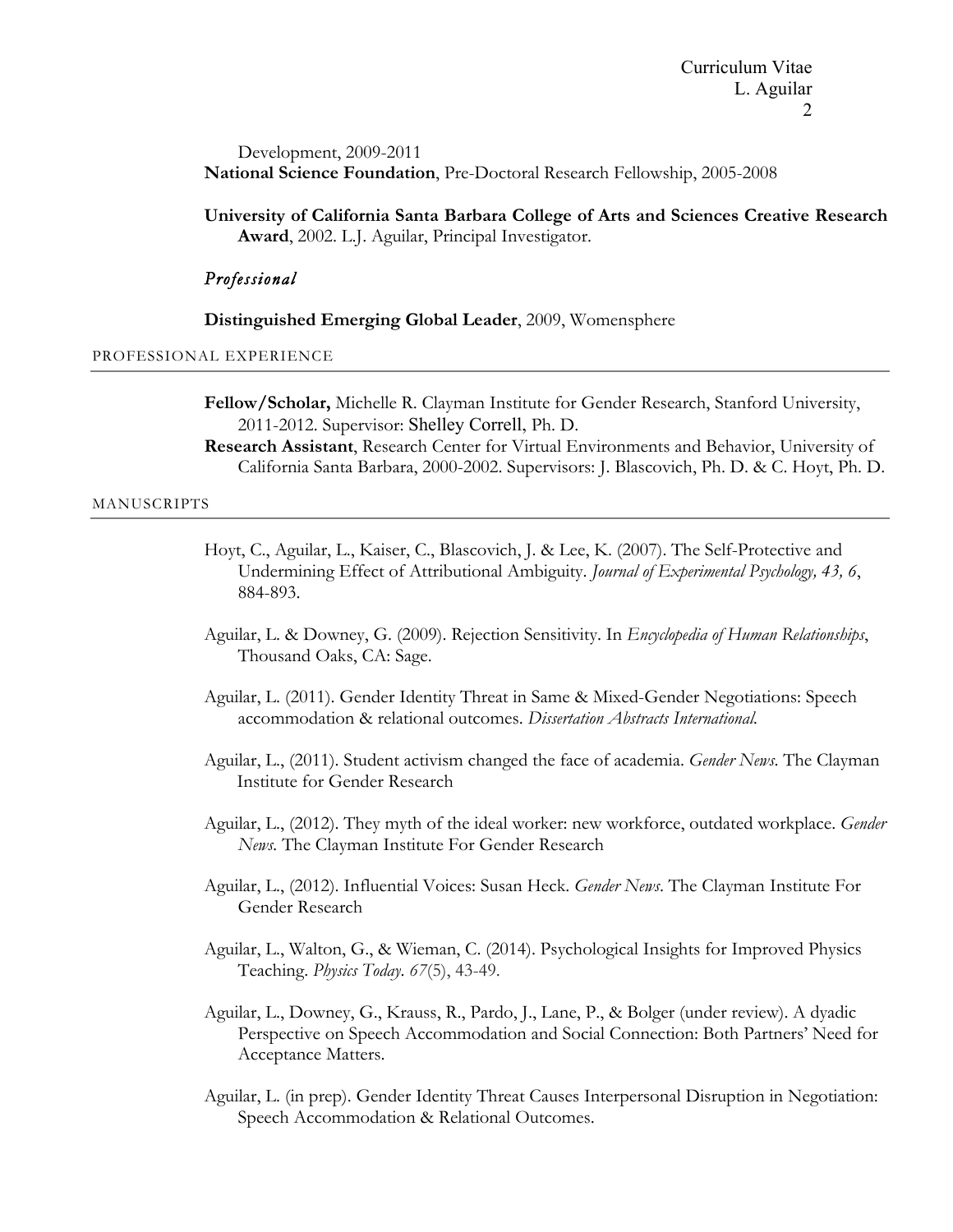Development, 2009-2011

**National Science Foundation**, Pre-Doctoral Research Fellowship, 2005-2008

**University of California Santa Barbara College of Arts and Sciences Creative Research Award**, 2002. L.J. Aguilar, Principal Investigator.

*Professional*

**Distinguished Emerging Global Leader**, 2009, Womensphere

## PROFESSIONAL EXPERIENCE

**Fellow/Scholar,** Michelle R. Clayman Institute for Gender Research, Stanford University, 2011-2012. Supervisor: Shelley Correll, Ph. D.

**Research Assistant**, Research Center for Virtual Environments and Behavior, University of California Santa Barbara, 2000-2002. Supervisors: J. Blascovich, Ph. D. & C. Hoyt, Ph. D.

## MANUSCRIPTS

Hoyt, C., Aguilar, L., Kaiser, C., Blascovich, J. & Lee, K. (2007). The Self-Protective and Undermining Effect of Attributional Ambiguity. *Journal of Experimental Psychology, 43, 6*, 884-893.

Aguilar, L. & Downey, G. (2009). Rejection Sensitivity. In *Encyclopedia of Human Relationships*, Thousand Oaks, CA: Sage.

Aguilar, L. (2011). Gender Identity Threat in Same & Mixed-Gender Negotiations: Speech accommodation & relational outcomes. *Dissertation Abstracts International.*

Aguilar, L., (2011). Student activism changed the face of academia. *Gender News*. The Clayman Institute for Gender Research

Aguilar, L., (2012). They myth of the ideal worker: new workforce, outdated workplace. *Gender News*. The Clayman Institute For Gender Research

Aguilar, L., (2012). Influential Voices: Susan Heck. *Gender News*. The Clayman Institute For Gender Research

Aguilar, L., Walton, G., & Wieman, C. (2014). Psychological Insights for Improved Physics Teaching. *Physics Today*. *67*(5), 43-49.

Aguilar, L., Downey, G., Krauss, R., Pardo, J., Lane, P., & Bolger (under review). A dyadic Perspective on Speech Accommodation and Social Connection: Both Partners' Need for Acceptance Matters.

Aguilar, L. (in prep). Gender Identity Threat Causes Interpersonal Disruption in Negotiation: Speech Accommodation & Relational Outcomes.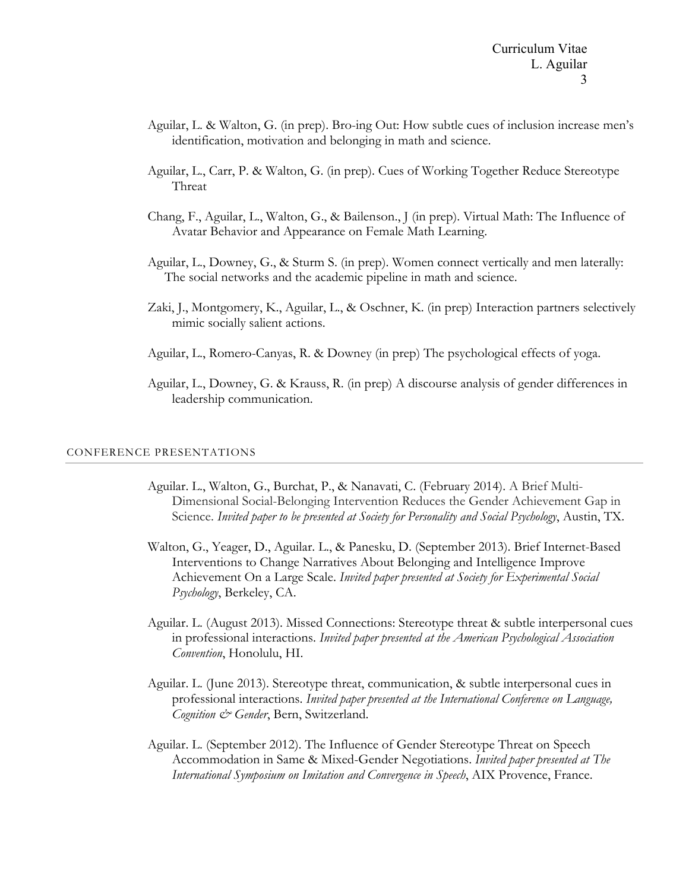Aguilar, L. & Walton, G. (in prep). Bro-ing Out: How subtle cues of inclusion increase men's identification, motivation and belonging in math and science.

Aguilar, L., Carr, P. & Walton, G. (in prep). Cues of Working Together Reduce Stereotype Threat

Chang, F., Aguilar, L., Walton, G., & Bailenson., J (in prep). Virtual Math: The Influence of Avatar Behavior and Appearance on Female Math Learning.

Aguilar, L., Downey, G., & Sturm S. (in prep). Women connect vertically and men laterally: The social networks and the academic pipeline in math and science.

Zaki, J., Montgomery, K., Aguilar, L., & Oschner, K. (in prep) Interaction partners selectively mimic socially salient actions.

Aguilar, L., Romero-Canyas, R. & Downey (in prep) The psychological effects of yoga.

Aguilar, L., Downey, G. & Krauss, R. (in prep) A discourse analysis of gender differences in leadership communication.

## CONFERENCE PRESENTATIONS

Aguilar. L., Walton, G., Burchat, P., & Nanavati, C. (February 2014). A Brief Multi-Dimensional Social-Belonging Intervention Reduces the Gender Achievement Gap in Science. *Invited paper to be presented at Society for Personality and Social Psychology*, Austin, TX.

Walton, G., Yeager, D., Aguilar. L., & Panesku, D. (September 2013). Brief Internet-Based Interventions to Change Narratives About Belonging and Intelligence Improve Achievement On a Large Scale. *Invited paper presented at Society for Experimental Social Psychology*, Berkeley, CA.

Aguilar. L. (August 2013). Missed Connections: Stereotype threat & subtle interpersonal cues in professional interactions. *Invited paper presented at the American Psychological Association Convention*, Honolulu, HI.

Aguilar. L. (June 2013). Stereotype threat, communication, & subtle interpersonal cues in professional interactions. *Invited paper presented at the International Conference on Language, Cognition & Gender*, Bern, Switzerland.

Aguilar. L. (September 2012). The Influence of Gender Stereotype Threat on Speech Accommodation in Same & Mixed-Gender Negotiations. *Invited paper presented at The International Symposium on Imitation and Convergence in Speech*, AIX Provence, France.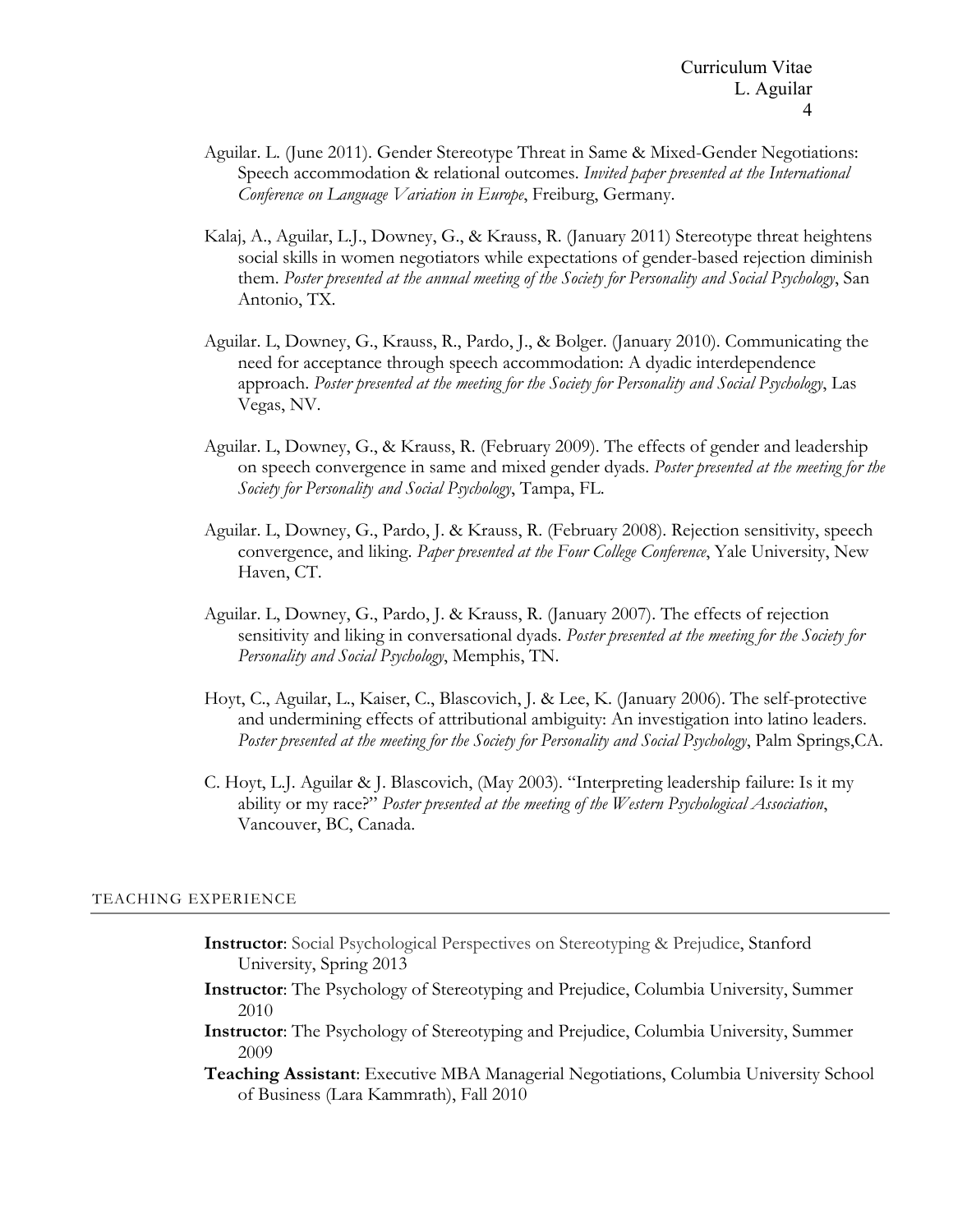Aguilar. L. (June 2011). Gender Stereotype Threat in Same & Mixed-Gender Negotiations: Speech accommodation & relational outcomes. *Invited paper presented at the International Conference on Language Variation in Europe*, Freiburg, Germany.

Kalaj, A., Aguilar, L.J., Downey, G., & Krauss, R. (January 2011) Stereotype threat heightens social skills in women negotiators while expectations of gender-based rejection diminish them. *Poster presented at the annual meeting of the Society for Personality and Social Psychology*, San Antonio, TX.

Aguilar. L, Downey, G., Krauss, R., Pardo, J., & Bolger. (January 2010). Communicating the need for acceptance through speech accommodation: A dyadic interdependence approach. *Poster presented at the meeting for the Society for Personality and Social Psychology*, Las Vegas, NV.

Aguilar. L, Downey, G., & Krauss, R. (February 2009). The effects of gender and leadership on speech convergence in same and mixed gender dyads. *Poster presented at the meeting for the Society for Personality and Social Psychology*, Tampa, FL.

Aguilar. L, Downey, G., Pardo, J. & Krauss, R. (February 2008). Rejection sensitivity, speech convergence, and liking. *Paper presented at the Four College Conference*, Yale University, New Haven, CT.

Aguilar. L, Downey, G., Pardo, J. & Krauss, R. (January 2007). The effects of rejection sensitivity and liking in conversational dyads. *Poster presented at the meeting for the Society for Personality and Social Psychology*, Memphis, TN.

Hoyt, C., Aguilar, L., Kaiser, C., Blascovich, J. & Lee, K. (January 2006). The self-protective and undermining effects of attributional ambiguity: An investigation into latino leaders. *Poster presented at the meeting for the Society for Personality and Social Psychology*, Palm Springs,CA.

C. Hoyt, L.J. Aguilar & J. Blascovich, (May 2003). "Interpreting leadership failure: Is it my ability or my race?" *Poster presented at the meeting of the Western Psychological Association*, Vancouver, BC, Canada.

## TEACHING EXPERIENCE

**Instructor**: Social Psychological Perspectives on Stereotyping & Prejudice, Stanford University, Spring 2013

**Instructor**: The Psychology of Stereotyping and Prejudice, Columbia University, Summer 2010

**Instructor**: The Psychology of Stereotyping and Prejudice, Columbia University, Summer 2009

**Teaching Assistant**: Executive MBA Managerial Negotiations, Columbia University School of Business (Lara Kammrath), Fall 2010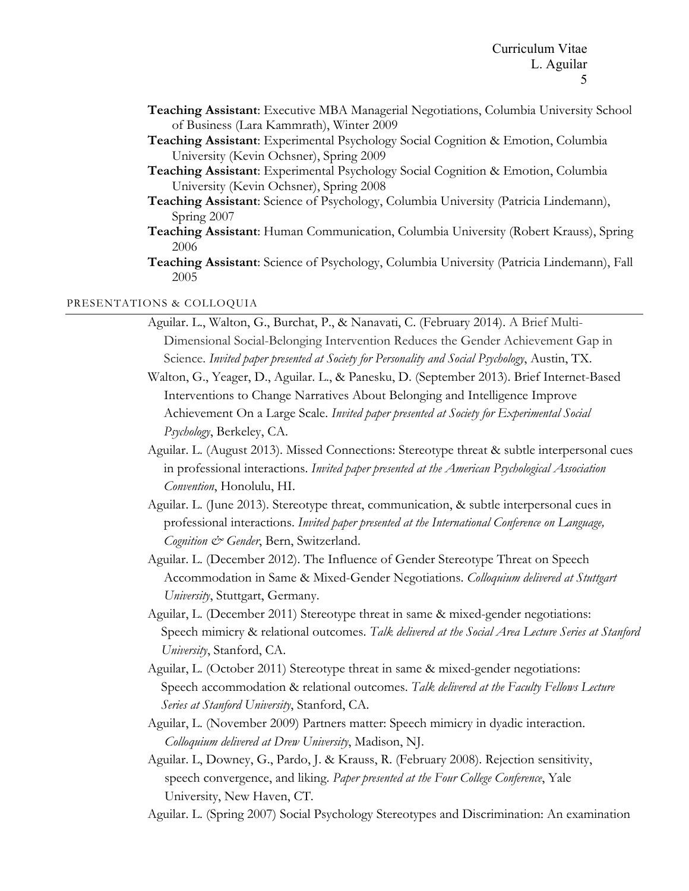**Teaching Assistant**: Executive MBA Managerial Negotiations, Columbia University School of Business (Lara Kammrath), Winter 2009

**Teaching Assistant**: Experimental Psychology Social Cognition & Emotion, Columbia University (Kevin Ochsner), Spring 2009

**Teaching Assistant**: Experimental Psychology Social Cognition & Emotion, Columbia University (Kevin Ochsner), Spring 2008

**Teaching Assistant**: Science of Psychology, Columbia University (Patricia Lindemann), Spring 2007

**Teaching Assistant**: Human Communication, Columbia University (Robert Krauss), Spring 2006

**Teaching Assistant**: Science of Psychology, Columbia University (Patricia Lindemann), Fall 2005

## PRESENTATIONS & COLLOQUIA

Aguilar. L., Walton, G., Burchat, P., & Nanavati, C. (February 2014). A Brief Multi-Dimensional Social-Belonging Intervention Reduces the Gender Achievement Gap in Science. *Invited paper presented at Society for Personality and Social Psychology*, Austin, TX.

Walton, G., Yeager, D., Aguilar. L., & Panesku, D. (September 2013). Brief Internet-Based Interventions to Change Narratives About Belonging and Intelligence Improve Achievement On a Large Scale. *Invited paper presented at Society for Experimental Social Psychology*, Berkeley, CA.

Aguilar. L. (August 2013). Missed Connections: Stereotype threat & subtle interpersonal cues in professional interactions. *Invited paper presented at the American Psychological Association Convention*, Honolulu, HI.

Aguilar. L. (June 2013). Stereotype threat, communication, & subtle interpersonal cues in professional interactions. *Invited paper presented at the International Conference on Language, Cognition & Gender*, Bern, Switzerland.

Aguilar. L. (December 2012). The Influence of Gender Stereotype Threat on Speech Accommodation in Same & Mixed-Gender Negotiations. *Colloquium delivered at Stuttgart University*, Stuttgart, Germany.

Aguilar, L. (December 2011) Stereotype threat in same & mixed-gender negotiations: Speech mimicry & relational outcomes. *Talk delivered at the Social Area Lecture Series at Stanford University*, Stanford, CA.

Aguilar, L. (October 2011) Stereotype threat in same & mixed-gender negotiations: Speech accommodation & relational outcomes. *Talk delivered at the Faculty Fellows Lecture Series at Stanford University*, Stanford, CA.

Aguilar, L. (November 2009) Partners matter: Speech mimicry in dyadic interaction. *Colloquium delivered at Drew University*, Madison, NJ.

Aguilar. L, Downey, G., Pardo, J. & Krauss, R. (February 2008). Rejection sensitivity, speech convergence, and liking. *Paper presented at the Four College Conference*, Yale University, New Haven, CT.

Aguilar. L. (Spring 2007) Social Psychology Stereotypes and Discrimination: An examination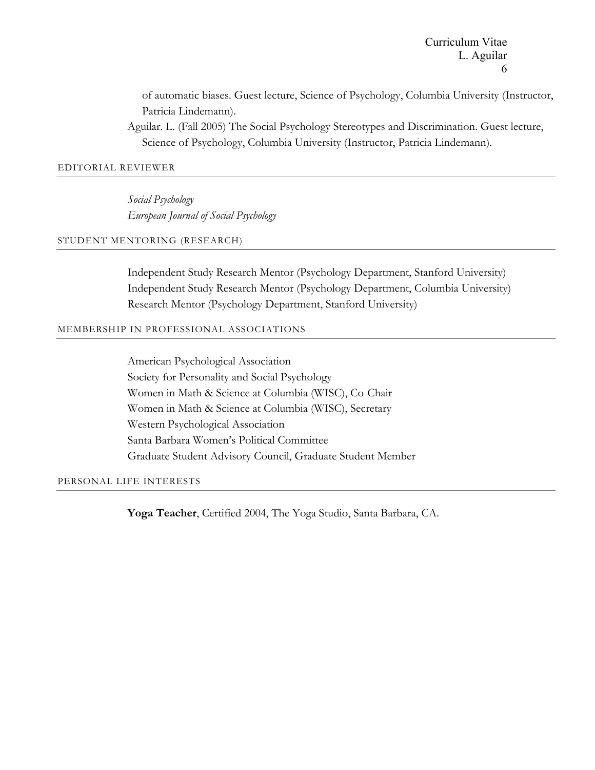of automatic biases. Guest lecture, Science of Psychology, Columbia University (Instructor, Patricia Lindemann).

Aguilar. L. (Fall 2005) The Social Psychology Stereotypes and Discrimination. Guest lecture, Science of Psychology, Columbia University (Instructor, Patricia Lindemann).

## EDITORIAL REVIEWER

*Social Psychology*
*European Journal of Social Psychology*

## STUDENT MENTORING (RESEARCH)

Independent Study Research Mentor (Psychology Department, Stanford University)
Independent Study Research Mentor (Psychology Department, Columbia University)
Research Mentor (Psychology Department, Stanford University)

## MEMBERSHIP IN PROFESSIONAL ASSOCIATIONS

American Psychological Association
Society for Personality and Social Psychology
Women in Math & Science at Columbia (WISC), Co-Chair
Women in Math & Science at Columbia (WISC), Secretary
Western Psychological Association
Santa Barbara Women's Political Committee
Graduate Student Advisory Council, Graduate Student Member

## PERSONAL LIFE INTERESTS

**Yoga Teacher**, Certified 2004, The Yoga Studio, Santa Barbara, CA.